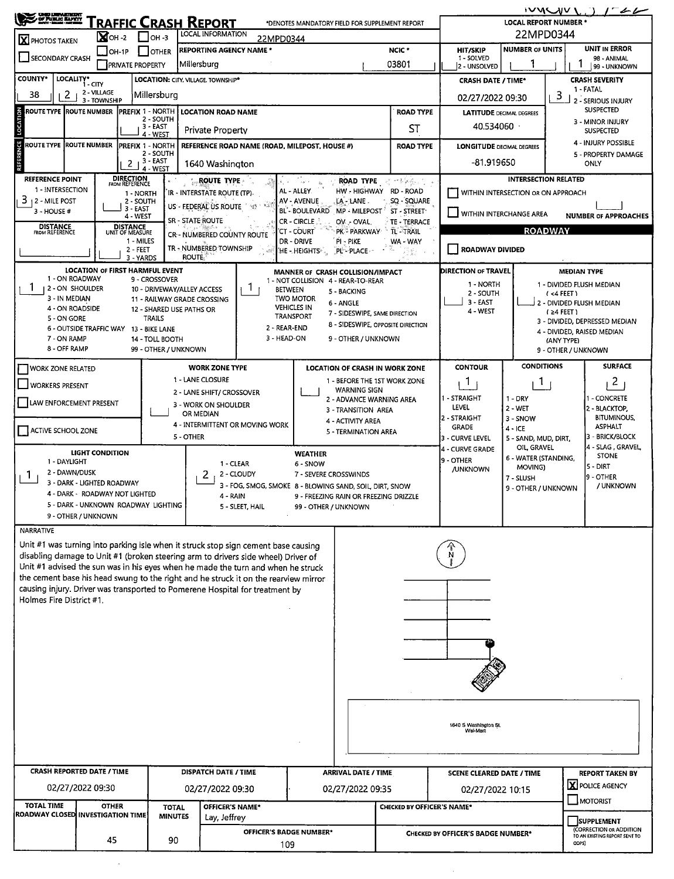# TRAFFIC CRASH REPORT

*DENOTES MANDATORY FIELD FOR SUPPLEMENT REPORT

**LOCAL REPORT NUMBER *:** 22MPD0344

| Field | Value |
|---|---|
| PHOTOS TAKEN | [X] |
| OH-2 | [X] |
| OH-3 | [ ] |
| OH-1P | [ ] |
| OTHER | [ ] |
| SECONDARY CRASH | [ ] |
| PRIVATE PROPERTY | [ ] |
| LOCAL INFORMATION | 22MPD0344 |
| REPORTING AGENCY NAME * | Millersburg |
| NCIC * | 03801 |
| HIT/SKIP (1 - SOLVED, 2 - UNSOLVED) | |
| NUMBER OF UNITS | 1 |
| UNIT IN ERROR (98 - ANIMAL, 99 - UNKNOWN) | 1 |

| Field | Value |
|---|---|
| COUNTY* | 38 |
| LOCALITY* (1 - CITY, 2 - VILLAGE, 3 - TOWNSHIP) | 2 |
| LOCATION: CITY, VILLAGE, TOWNSHIP* | Millersburg |
| CRASH DATE / TIME* | 02/27/2022 09:30 |
| CRASH SEVERITY (1 - FATAL, 2 - SERIOUS INJURY SUSPECTED, 3 - MINOR INJURY SUSPECTED, 4 - INJURY POSSIBLE, 5 - PROPERTY DAMAGE ONLY) | 3 |

## LOCATION

| ROUTE TYPE | ROUTE NUMBER | PREFIX (1 - NORTH, 2 - SOUTH, 3 - EAST, 4 - WEST) | LOCATION ROAD NAME | ROAD TYPE |
|---|---|---|---|---|
| | | | Private Property | ST |

LATITUDE DECIMAL DEGREES: 40.534060

## REFERENCE

| ROUTE TYPE | ROUTE NUMBER | PREFIX (1 - NORTH, 2 - SOUTH, 3 - EAST, 4 - WEST) | REFERENCE ROAD NAME (ROAD, MILEPOST, HOUSE #) | ROAD TYPE |
|---|---|---|---|---|
| | | 2 | 1640 Washington | |

LONGITUDE DECIMAL DEGREES: -81.919650

| Field | Value |
|---|---|
| REFERENCE POINT (1 - INTERSECTION, 2 - MILE POST, 3 - HOUSE #) | 3 |
| DIRECTION FROM REFERENCE (1 - NORTH, 2 - SOUTH, 3 - EAST, 4 - WEST) | |
| DISTANCE FROM REFERENCE | |
| DISTANCE UNIT OF MEASURE (1 - MILES, 2 - FEET, 3 - YARDS) | |

ROUTE TYPE: IR - INTERSTATE ROUTE (TP), US - FEDERAL US ROUTE, SR - STATE ROUTE, CR - NUMBERED COUNTY ROUTE, TR - NUMBERED TOWNSHIP ROUTE

ROAD TYPE: AL - ALLEY, AV - AVENUE, BL - BOULEVARD, CR - CIRCLE, CT - COURT, DR - DRIVE, HE - HEIGHTS, HW - HIGHWAY, LA - LANE, MP - MILEPOST, OV - OVAL, PK - PARKWAY, PI - PIKE, PL - PLACE, RD - ROAD, SQ - SQUARE, ST - STREET, TE - TERRACE, TL - TRAIL, WA - WAY

### INTERSECTION RELATED

- [ ] WITHIN INTERSECTION OR ON APPROACH
- [ ] WITHIN INTERCHANGE AREA
- NUMBER OF APPROACHES:

### ROADWAY

- [ ] ROADWAY DIVIDED

| Field | Value |
|---|---|
| LOCATION OF FIRST HARMFUL EVENT | 1 |
| MANNER OF CRASH COLLISION/IMPACT | 1 |
| DIRECTION OF TRAVEL | |
| MEDIAN TYPE | |

LOCATION OF FIRST HARMFUL EVENT: 1 - ON ROADWAY, 2 - ON SHOULDER, 3 - IN MEDIAN, 4 - ON ROADSIDE, 5 - ON GORE, 6 - OUTSIDE TRAFFIC WAY, 7 - ON RAMP, 8 - OFF RAMP, 9 - CROSSOVER, 10 - DRIVEWAY/ALLEY ACCESS, 11 - RAILWAY GRADE CROSSING, 12 - SHARED USE PATHS OR TRAILS, 13 - BIKE LANE, 14 - TOLL BOOTH, 99 - OTHER / UNKNOWN

MANNER OF CRASH COLLISION/IMPACT: 1 - NOT COLLISION BETWEEN TWO MOTOR VEHICLES IN TRANSPORT, 2 - REAR-END, 3 - HEAD-ON, 4 - REAR-TO-REAR, 5 - BACKING, 6 - ANGLE, 7 - SIDESWIPE, SAME DIRECTION, 8 - SIDESWIPE, OPPOSITE DIRECTION, 9 - OTHER / UNKNOWN

DIRECTION OF TRAVEL: 1 - NORTH, 2 - SOUTH, 3 - EAST, 4 - WEST

MEDIAN TYPE: 1 - DIVIDED FLUSH MEDIAN (<4 FEET), 2 - DIVIDED FLUSH MEDIAN (≥4 FEET), 3 - DIVIDED, DEPRESSED MEDIAN, 4 - DIVIDED, RAISED MEDIAN (ANY TYPE), 9 - OTHER / UNKNOWN

- [ ] WORK ZONE RELATED
- [ ] WORKERS PRESENT
- [ ] LAW ENFORCEMENT PRESENT
- [ ] ACTIVE SCHOOL ZONE

WORK ZONE TYPE: 1 - LANE CLOSURE, 2 - LANE SHIFT/ CROSSOVER, 3 - WORK ON SHOULDER OR MEDIAN, 4 - INTERMITTENT OR MOVING WORK, 5 - OTHER

LOCATION OF CRASH IN WORK ZONE: 1 - BEFORE THE 1ST WORK ZONE WARNING SIGN, 2 - ADVANCE WARNING AREA, 3 - TRANSITION AREA, 4 - ACTIVITY AREA, 5 - TERMINATION AREA

| CONTOUR | CONDITIONS | SURFACE |
|---|---|---|
| 1 | 1 | 2 |

CONTOUR: 1 - STRAIGHT LEVEL, 2 - STRAIGHT GRADE, 3 - CURVE LEVEL, 4 - CURVE GRADE, 9 - OTHER /UNKNOWN

CONDITIONS: 1 - DRY, 2 - WET, 3 - SNOW, 4 - ICE, 5 - SAND, MUD, DIRT, OIL, GRAVEL, 6 - WATER (STANDING, MOVING), 7 - SLUSH, 9 - OTHER / UNKNOWN

SURFACE: 1 - CONCRETE, 2 - BLACKTOP, BITUMINOUS, ASPHALT, 3 - BRICK/BLOCK, 4 - SLAG, GRAVEL, STONE, 5 - DIRT, 9 - OTHER / UNKNOWN

| LIGHT CONDITION | WEATHER |
|---|---|
| 1 | 2 |

LIGHT CONDITION: 1 - DAYLIGHT, 2 - DAWN/DUSK, 3 - DARK - LIGHTED ROADWAY, 4 - DARK - ROADWAY NOT LIGHTED, 5 - DARK - UNKNOWN ROADWAY LIGHTING, 9 - OTHER / UNKNOWN

WEATHER: 1 - CLEAR, 2 - CLOUDY, 3 - FOG, SMOG, SMOKE, 4 - RAIN, 5 - SLEET, HAIL, 6 - SNOW, 7 - SEVERE CROSSWINDS, 8 - BLOWING SAND, SOIL, DIRT, SNOW, 9 - FREEZING RAIN OR FREEZING DRIZZLE, 99 - OTHER / UNKNOWN

## NARRATIVE

Unit #1 was turning into parking isle when it struck stop sign cement base causing disabling damage to Unit #1 (broken steering arm to drivers side wheel) Driver of Unit #1 advised the sun was in his eyes when he made the turn and when he struck the cement base his head swung to the right and he struck it on the rearview mirror causing injury. Driver was transported to Pomerene Hospital for treatment by Holmes Fire District #1.

1640 S Washington St. Wal-Mart

| CRASH REPORTED DATE / TIME | DISPATCH DATE / TIME | ARRIVAL DATE / TIME | SCENE CLEARED DATE / TIME | REPORT TAKEN BY |
|---|---|---|---|---|
| 02/27/2022 09:30 | 02/27/2022 09:30 | 02/27/2022 09:35 | 02/27/2022 10:15 | [X] POLICE AGENCY [ ] MOTORIST |

| TOTAL TIME ROADWAY CLOSED | OTHER INVESTIGATION TIME | TOTAL MINUTES | OFFICER'S NAME* | OFFICER'S BADGE NUMBER* | CHECKED BY OFFICER'S NAME* | CHECKED BY OFFICER'S BADGE NUMBER* |
|---|---|---|---|---|---|---|
| | 45 | 90 | Lay, Jeffrey | 109 | | |

- [ ] SUPPLEMENT (CORRECTION OR ADDITION TO AN EXISTING REPORT SENT TO ODPS)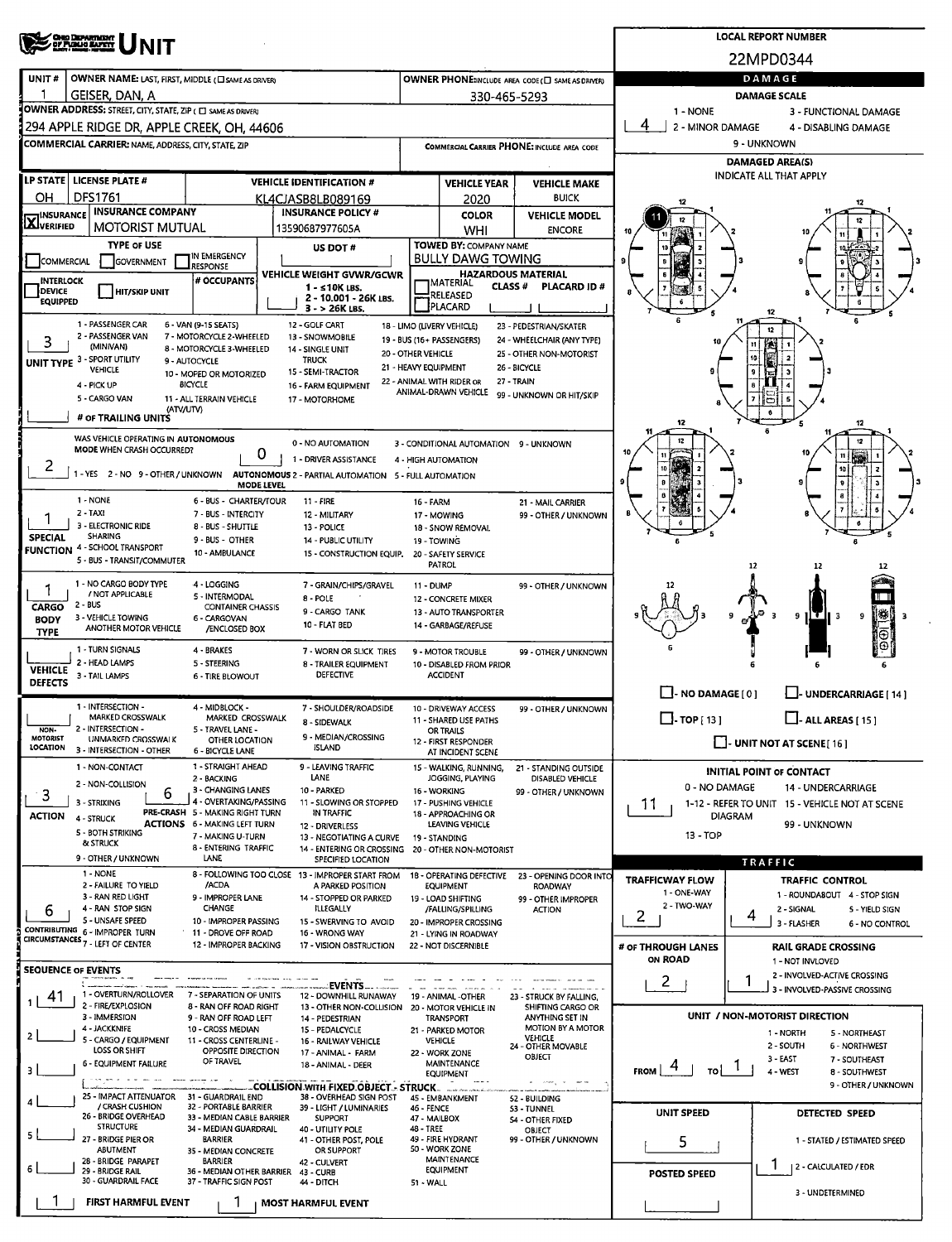# UNIT

**LOCAL REPORT NUMBER:** 22MPD0344

| UNIT # | OWNER NAME: LAST, FIRST, MIDDLE (☐ SAME AS DRIVER) | OWNER PHONE: INCLUDE AREA CODE (☐ SAME AS DRIVER) |
|---|---|---|
| 1 | GEISER, DAN, A | 330-465-5293 |

**OWNER ADDRESS:** STREET, CITY, STATE, ZIP (☐ SAME AS DRIVER)
294 APPLE RIDGE DR, APPLE CREEK, OH, 44606

**COMMERCIAL CARRIER:** NAME, ADDRESS, CITY, STATE, ZIP

**COMMERCIAL CARRIER PHONE:** INCLUDE AREA CODE

| LP STATE | LICENSE PLATE # | VEHICLE IDENTIFICATION # | VEHICLE YEAR | VEHICLE MAKE |
|---|---|---|---|---|
| OH | DFS1761 | KL4CJASB8LB089169 | 2020 | BUICK |

| ☒ INSURANCE VERIFIED | INSURANCE COMPANY | INSURANCE POLICY # | COLOR | VEHICLE MODEL |
|---|---|---|---|---|
| | MOTORIST MUTUAL | 13590687977605A | WHI | ENCORE |

**TYPE OF USE:** ☐ COMMERCIAL ☐ GOVERNMENT ☐ IN EMERGENCY RESPONSE

**US DOT #:**

**TOWED BY:** COMPANY NAME: BULLY DAWG TOWING

☐ INTERLOCK DEVICE EQUIPPED ☐ HIT/SKIP UNIT

**# OCCUPANTS:**

**VEHICLE WEIGHT GVWR/GCWR:** 1 - ≤10K LBS. 2 - 10.001 - 26K LBS. 3 - > 26K LBS.

**HAZARDOUS MATERIAL:** ☐ MATERIAL RELEASED ☐ PLACARD CLASS # PLACARD ID #

**UNIT TYPE:** 3
1 - PASSENGER CAR, 2 - PASSENGER VAN (MINIVAN), 3 - SPORT UTILITY VEHICLE, 4 - PICK UP, 5 - CARGO VAN, 6 - VAN (9-15 SEATS), 7 - MOTORCYCLE 2-WHEELED, 8 - MOTORCYCLE 3-WHEELED, 9 - AUTOCYCLE, 10 - MOPED OR MOTORIZED BICYCLE, 11 - ALL TERRAIN VEHICLE (ATV/UTV), 12 - GOLF CART, 13 - SNOWMOBILE, 14 - SINGLE UNIT TRUCK, 15 - SEMI-TRACTOR, 16 - FARM EQUIPMENT, 17 - MOTORHOME, 18 - LIMO (LIVERY VEHICLE), 19 - BUS (16+ PASSENGERS), 20 - OTHER VEHICLE, 21 - HEAVY EQUIPMENT, 22 - ANIMAL WITH RIDER OR ANIMAL-DRAWN VEHICLE, 23 - PEDESTRIAN/SKATER, 24 - WHEELCHAIR (ANY TYPE), 25 - OTHER NON-MOTORIST, 26 - BICYCLE, 27 - TRAIN, 99 - UNKNOWN OR HIT/SKIP

**# OF TRAILING UNITS:**

**WAS VEHICLE OPERATING IN AUTONOMOUS MODE WHEN CRASH OCCURRED?** 2
1 - YES 2 - NO 9 - OTHER / UNKNOWN

**AUTONOMOUS MODE LEVEL:** 0
0 - NO AUTOMATION, 1 - DRIVER ASSISTANCE, 2 - PARTIAL AUTOMATION, 3 - CONDITIONAL AUTOMATION, 4 - HIGH AUTOMATION, 5 - FULL AUTOMATION, 9 - UNKNOWN

**SPECIAL FUNCTION:** 1
1 - NONE, 2 - TAXI, 3 - ELECTRONIC RIDE SHARING, 4 - SCHOOL TRANSPORT, 5 - BUS - TRANSIT/COMMUTER, 6 - BUS - CHARTER/TOUR, 7 - BUS - INTERCITY, 8 - BUS - SHUTTLE, 9 - BUS - OTHER, 10 - AMBULANCE, 11 - FIRE, 12 - MILITARY, 13 - POLICE, 14 - PUBLIC UTILITY, 15 - CONSTRUCTION EQUIP., 16 - FARM, 17 - MOWING, 18 - SNOW REMOVAL, 19 - TOWING, 20 - SAFETY SERVICE PATROL, 21 - MAIL CARRIER, 99 - OTHER / UNKNOWN

**CARGO BODY TYPE:** 1
1 - NO CARGO BODY TYPE / NOT APPLICABLE, 2 - BUS, 3 - VEHICLE TOWING ANOTHER MOTOR VEHICLE, 4 - LOGGING, 5 - INTERMODAL CONTAINER CHASSIS, 6 - CARGOVAN /ENCLOSED BOX, 7 - GRAIN/CHIPS/GRAVEL, 8 - POLE, 9 - CARGO TANK, 10 - FLAT BED, 11 - DUMP, 12 - CONCRETE MIXER, 13 - AUTO TRANSPORTER, 14 - GARBAGE/REFUSE, 99 - OTHER / UNKNOWN

**VEHICLE DEFECTS:**
1 - TURN SIGNALS, 2 - HEAD LAMPS, 3 - TAIL LAMPS, 4 - BRAKES, 5 - STEERING, 6 - TIRE BLOWOUT, 7 - WORN OR SLICK TIRES, 8 - TRAILER EQUIPMENT DEFECTIVE, 9 - MOTOR TROUBLE, 10 - DISABLED FROM PRIOR ACCIDENT, 99 - OTHER / UNKNOWN

**NON-MOTORIST LOCATION:**
1 - INTERSECTION - MARKED CROSSWALK, 2 - INTERSECTION - UNMARKED CROSSWALK, 3 - INTERSECTION - OTHER, 4 - MIDBLOCK - MARKED CROSSWALK, 5 - TRAVEL LANE - OTHER LOCATION, 6 - BICYCLE LANE, 7 - SHOULDER/ROADSIDE, 8 - SIDEWALK, 9 - MEDIAN/CROSSING ISLAND, 10 - DRIVEWAY ACCESS, 11 - SHARED USE PATHS OR TRAILS, 12 - FIRST RESPONDER AT INCIDENT SCENE, 99 - OTHER / UNKNOWN

**ACTION:** 3 **PRE-CRASH ACTIONS:** 6
1 - NON-CONTACT, 2 - NON-COLLISION, 3 - STRIKING, 4 - STRUCK, 5 - BOTH STRIKING & STRUCK, 9 - OTHER / UNKNOWN
1 - STRAIGHT AHEAD, 2 - BACKING, 3 - CHANGING LANES, 4 - OVERTAKING/PASSING, 5 - MAKING RIGHT TURN, 6 - MAKING LEFT TURN, 7 - MAKING U-TURN, 8 - ENTERING TRAFFIC LANE, 9 - LEAVING TRAFFIC LANE, 10 - PARKED, 11 - SLOWING OR STOPPED IN TRAFFIC, 12 - DRIVERLESS, 13 - NEGOTIATING A CURVE, 14 - ENTERING OR CROSSING SPECIFIED LOCATION, 15 - WALKING, RUNNING, JOGGING, PLAYING, 16 - WORKING, 17 - PUSHING VEHICLE, 18 - APPROACHING OR LEAVING VEHICLE, 19 - STANDING, 20 - OTHER NON-MOTORIST, 21 - STANDING OUTSIDE DISABLED VEHICLE, 99 - OTHER / UNKNOWN

**CONTRIBUTING CIRCUMSTANCES:** 6
1 - NONE, 2 - FAILURE TO YIELD, 3 - RAN RED LIGHT, 4 - RAN STOP SIGN, 5 - UNSAFE SPEED, 6 - IMPROPER TURN, 7 - LEFT OF CENTER, 8 - FOLLOWING TOO CLOSE /ACDA, 9 - IMPROPER LANE CHANGE, 10 - IMPROPER PASSING, 11 - DROVE OFF ROAD, 12 - IMPROPER BACKING, 13 - IMPROPER START FROM A PARKED POSITION, 14 - STOPPED OR PARKED ILLEGALLY, 15 - SWERVING TO AVOID, 16 - WRONG WAY, 17 - VISION OBSTRUCTION, 18 - OPERATING DEFECTIVE EQUIPMENT, 19 - LOAD SHIFTING /FALLING/SPILLING, 20 - IMPROPER CROSSING, 21 - LYING IN ROADWAY, 22 - NOT DISCERNIBLE, 23 - OPENING DOOR INTO ROADWAY, 99 - OTHER IMPROPER ACTION

**SEQUENCE OF EVENTS**

| # | Event |
|---|---|
| 1 | 41 |
| 2 | |
| 3 | |
| 4 | |
| 5 | |
| 6 | |

**EVENTS:** 1 - OVERTURN/ROLLOVER, 2 - FIRE/EXPLOSION, 3 - IMMERSION, 4 - JACKKNIFE, 5 - CARGO / EQUIPMENT LOSS OR SHIFT, 6 - EQUIPMENT FAILURE, 7 - SEPARATION OF UNITS, 8 - RAN OFF ROAD RIGHT, 9 - RAN OFF ROAD LEFT, 10 - CROSS MEDIAN, 11 - CROSS CENTERLINE - OPPOSITE DIRECTION OF TRAVEL, 12 - DOWNHILL RUNAWAY, 13 - OTHER NON-COLLISION, 14 - PEDESTRIAN, 15 - PEDALCYCLE, 16 - RAILWAY VEHICLE, 17 - ANIMAL - FARM, 18 - ANIMAL - DEER, 19 - ANIMAL - OTHER, 20 - MOTOR VEHICLE IN TRANSPORT, 21 - PARKED MOTOR VEHICLE, 22 - WORK ZONE MAINTENANCE EQUIPMENT, 23 - STRUCK BY FALLING, SHIFTING CARGO OR ANYTHING SET IN MOTION BY A MOTOR VEHICLE, 24 - OTHER MOVABLE OBJECT

**COLLISION WITH FIXED OBJECT - STRUCK:** 25 - IMPACT ATTENUATOR / CRASH CUSHION, 26 - BRIDGE OVERHEAD STRUCTURE, 27 - BRIDGE PIER OR ABUTMENT, 28 - BRIDGE PARAPET, 29 - BRIDGE RAIL, 30 - GUARDRAIL FACE, 31 - GUARDRAIL END, 32 - PORTABLE BARRIER, 33 - MEDIAN CABLE BARRIER, 34 - MEDIAN GUARDRAIL BARRIER, 35 - MEDIAN CONCRETE BARRIER, 36 - MEDIAN OTHER BARRIER, 37 - TRAFFIC SIGN POST, 38 - OVERHEAD SIGN POST, 39 - LIGHT / LUMINARIES SUPPORT, 40 - UTILITY POLE, 41 - OTHER POST, POLE OR SUPPORT, 42 - CULVERT, 43 - CURB, 44 - DITCH, 45 - EMBANKMENT, 46 - FENCE, 47 - MAILBOX, 48 - TREE, 49 - FIRE HYDRANT, 50 - WORK ZONE MAINTENANCE EQUIPMENT, 51 - WALL, 52 - BUILDING, 53 - TUNNEL, 54 - OTHER FIXED OBJECT, 99 - OTHER / UNKNOWN

**FIRST HARMFUL EVENT:** 1 **MOST HARMFUL EVENT:** 1

## DAMAGE

**DAMAGE SCALE:** 4
1 - NONE, 2 - MINOR DAMAGE, 3 - FUNCTIONAL DAMAGE, 4 - DISABLING DAMAGE, 9 - UNKNOWN

**DAMAGED AREA(S)** INDICATE ALL THAT APPLY: 11

☐ - NO DAMAGE [ 0 ] ☐ - UNDERCARRIAGE [ 14 ] ☐ - TOP [ 13 ] ☐ - ALL AREAS [ 15 ] ☐ - UNIT NOT AT SCENE [ 16 ]

**INITIAL POINT OF CONTACT:** 11
0 - NO DAMAGE, 1-12 - REFER TO UNIT DIAGRAM, 13 - TOP, 14 - UNDERCARRIAGE, 15 - VEHICLE NOT AT SCENE, 99 - UNKNOWN

## TRAFFIC

**TRAFFICWAY FLOW:** 2 (1 - ONE-WAY, 2 - TWO-WAY)

**TRAFFIC CONTROL:** 4 (1 - ROUNDABOUT, 2 - SIGNAL, 3 - FLASHER, 4 - STOP SIGN, 5 - YIELD SIGN, 6 - NO CONTROL)

**# OF THROUGH LANES ON ROAD:** 2

**RAIL GRADE CROSSING:** 1 (1 - NOT INVLOVED, 2 - INVOLVED-ACTIVE CROSSING, 3 - INVOLVED-PASSIVE CROSSING)

**UNIT / NON-MOTORIST DIRECTION:** FROM 4 TO 1
1 - NORTH, 2 - SOUTH, 3 - EAST, 4 - WEST, 5 - NORTHEAST, 6 - NORTHWEST, 7 - SOUTHEAST, 8 - SOUTHWEST, 9 - OTHER / UNKNOWN

**UNIT SPEED:** 5

**POSTED SPEED:**

**DETECTED SPEED:** 1
1 - STATED / ESTIMATED SPEED, 2 - CALCULATED / EDR, 3 - UNDETERMINED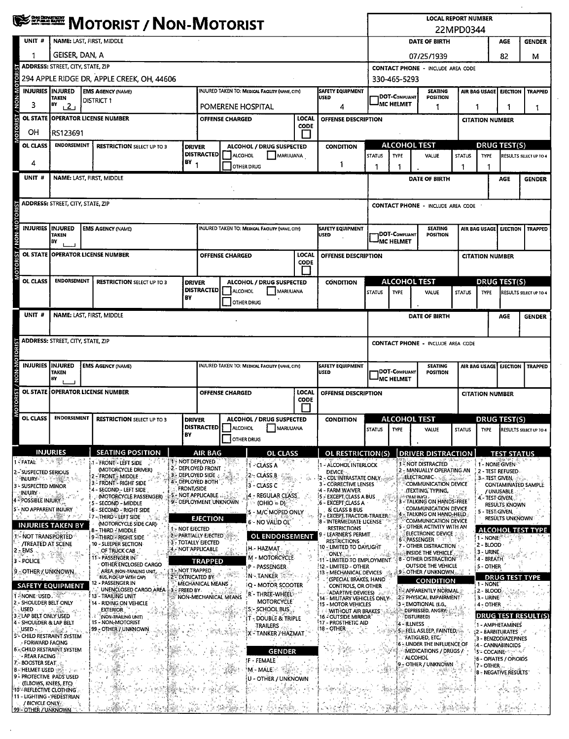# MOTORIST / NON-MOTORIST

**LOCAL REPORT NUMBER:** 22MPD0344

## Unit 1 (MOTORIST / NON-MOTORIST)

| UNIT # | NAME: LAST, FIRST, MIDDLE | DATE OF BIRTH | AGE | GENDER |
|---|---|---|---|---|
| 1 | GEISER, DAN, A | 07/25/1939 | 82 | M |

| ADDRESS: STREET, CITY, STATE, ZIP | CONTACT PHONE - INCLUDE AREA CODE |
|---|---|
| 294 APPLE RIDGE DR, APPLE CREEK, OH, 44606 | 330-465-5293 |

| INJURIES | INJURED TAKEN BY | EMS AGENCY (NAME) | INJURED TAKEN TO: MEDICAL FACILITY (NAME, CITY) | SAFETY EQUIPMENT USED | DOT-COMPLIANT MC HELMET | SEATING POSITION | AIR BAG USAGE | EJECTION | TRAPPED |
|---|---|---|---|---|---|---|---|---|---|
| 3 | 2 | DISTRICT 1 | POMERENE HOSPITAL | 4 | | 1 | 1 | 1 | 1 |

| OL STATE | OPERATOR LICENSE NUMBER | OFFENSE CHARGED | LOCAL CODE | OFFENSE DESCRIPTION | CITATION NUMBER |
|---|---|---|---|---|---|
| OH | RS123691 | | | | |

| OL CLASS | ENDORSEMENT | RESTRICTION SELECT UP TO 3 | DRIVER DISTRACTED BY | ALCOHOL / DRUG SUSPECTED | CONDITION | ALCOHOL TEST STATUS | ALCOHOL TEST TYPE | ALCOHOL TEST VALUE | DRUG TEST(S) STATUS | DRUG TEST(S) TYPE | RESULTS SELECT UP TO 4 |
|---|---|---|---|---|---|---|---|---|---|---|---|
| 4 | | | 1 | ☐ ALCOHOL ☐ MARIJUANA ☐ OTHER DRUG | 1 | 1 | 1 | . | 1 | 1 | |

## Unit (blank)

| UNIT # | NAME: LAST, FIRST, MIDDLE | DATE OF BIRTH | AGE | GENDER |
|---|---|---|---|---|
| | | | | |

| ADDRESS: STREET, CITY, STATE, ZIP | CONTACT PHONE - INCLUDE AREA CODE |
|---|---|
| | |

| INJURIES | INJURED TAKEN BY | EMS AGENCY (NAME) | INJURED TAKEN TO: MEDICAL FACILITY (NAME, CITY) | SAFETY EQUIPMENT USED | DOT-COMPLIANT MC HELMET | SEATING POSITION | AIR BAG USAGE | EJECTION | TRAPPED |
|---|---|---|---|---|---|---|---|---|---|
| | | | | | | | | | |

| OL STATE | OPERATOR LICENSE NUMBER | OFFENSE CHARGED | LOCAL CODE | OFFENSE DESCRIPTION | CITATION NUMBER |
|---|---|---|---|---|---|
| | | | | | |

| OL CLASS | ENDORSEMENT | RESTRICTION SELECT UP TO 3 | DRIVER DISTRACTED BY | ALCOHOL / DRUG SUSPECTED | CONDITION | ALCOHOL TEST STATUS | ALCOHOL TEST TYPE | ALCOHOL TEST VALUE | DRUG TEST(S) STATUS | DRUG TEST(S) TYPE | RESULTS SELECT UP TO 4 |
|---|---|---|---|---|---|---|---|---|---|---|---|
| | | | | ☐ ALCOHOL ☐ MARIJUANA ☐ OTHER DRUG | | | | . | | | |

## Unit (blank)

| UNIT # | NAME: LAST, FIRST, MIDDLE | DATE OF BIRTH | AGE | GENDER |
|---|---|---|---|---|
| | | | | |

| ADDRESS: STREET, CITY, STATE, ZIP | CONTACT PHONE - INCLUDE AREA CODE |
|---|---|
| | |

| INJURIES | INJURED TAKEN BY | EMS AGENCY (NAME) | INJURED TAKEN TO: MEDICAL FACILITY (NAME, CITY) | SAFETY EQUIPMENT USED | DOT-COMPLIANT MC HELMET | SEATING POSITION | AIR BAG USAGE | EJECTION | TRAPPED |
|---|---|---|---|---|---|---|---|---|---|
| | | | | | | | | | |

| OL STATE | OPERATOR LICENSE NUMBER | OFFENSE CHARGED | LOCAL CODE | OFFENSE DESCRIPTION | CITATION NUMBER |
|---|---|---|---|---|---|
| | | | | | |

| OL CLASS | ENDORSEMENT | RESTRICTION SELECT UP TO 3 | DRIVER DISTRACTED BY | ALCOHOL / DRUG SUSPECTED | CONDITION | ALCOHOL TEST STATUS | ALCOHOL TEST TYPE | ALCOHOL TEST VALUE | DRUG TEST(S) STATUS | DRUG TEST(S) TYPE | RESULTS SELECT UP TO 4 |
|---|---|---|---|---|---|---|---|---|---|---|---|
| | | | | ☐ ALCOHOL ☐ MARIJUANA ☐ OTHER DRUG | | | | . | | | |

## Codes

**INJURIES**
1 - FATAL
2 - SUSPECTED SERIOUS INJURY
3 - SUSPECTED MINOR INJURY
4 - POSSIBLE INJURY
5 - NO APPARENT INJURY

**INJURIES TAKEN BY**
1 - NOT TRANSPORTED /TREATED AT SCENE
2 - EMS
3 - POLICE
9 - OTHER / UNKNOWN

**SAFETY EQUIPMENT**
1 - NONE USED
2 - SHOULDER BELT ONLY USED
3 - LAP BELT ONLY USED
4 - SHOULDER & LAP BELT USED
5 - CHILD RESTRAINT SYSTEM - FORWARD FACING
6 - CHILD RESTRAINT SYSTEM - REAR FACING
7 - BOOSTER SEAT
8 - HELMET USED
9 - PROTECTIVE PADS USED (ELBOWS, KNEES, ETC)
10 - REFLECTIVE CLOTHING
11 - LIGHTING - PEDESTRIAN / BICYCLE ONLY
99 - OTHER / UNKNOWN

**SEATING POSITION**
1 - FRONT - LEFT SIDE (MOTORCYCLE DRIVER)
2 - FRONT - MIDDLE
3 - FRONT - RIGHT SIDE
4 - SECOND - LEFT SIDE (MOTORCYCLE PASSENGER)
5 - SECOND - MIDDLE
6 - SECOND - RIGHT SIDE
7 - THIRD - LEFT SIDE (MOTORCYCLE SIDE CAR)
8 - THIRD - MIDDLE
9 - THIRD - RIGHT SIDE
10 - SLEEPER SECTION OF TRUCK CAB
11 - PASSENGER IN OTHER ENCLOSED CARGO AREA (NON-TRAILING UNIT, BUS, PICK-UP WITH CAP)
12 - PASSENGER IN UNENCLOSED CARGO AREA
13 - TRAILING UNIT
14 - RIDING ON VEHICLE EXTERIOR (NON-TRAILING UNIT)
15 - NON-MOTORIST
99 - OTHER / UNKNOWN

**AIR BAG**
1 - NOT DEPLOYED
2 - DEPLOYED FRONT
3 - DEPLOYED SIDE
4 - DEPLOYED BOTH FRONT/SIDE
5 - NOT APPLICABLE
9 - DEPLOYMENT UNKNOWN

**EJECTION**
1 - NOT EJECTED
2 - PARTIALLY EJECTED
3 - TOTALLY EJECTED
4 - NOT APPLICABLE

**TRAPPED**
1 - NOT TRAPPED
2 - EXTRICATED BY MECHANICAL MEANS
3 - FREED BY NON-MECHANICAL MEANS

**OL CLASS**
1 - CLASS A
2 - CLASS B
3 - CLASS C
4 - REGULAR CLASS (OHIO = D)
5 - M/C MOPED ONLY
6 - NO VALID OL

**OL ENDORSEMENT**
H - HAZMAT
M - MOTORCYCLE
P - PASSENGER
N - TANKER
Q - MOTOR SCOOTER
R - THREE-WHEEL MOTORCYCLE
S - SCHOOL BUS
T - DOUBLE & TRIPLE TRAILERS
X - TANKER / HAZMAT

**GENDER**
F - FEMALE
M - MALE
U - OTHER / UNKNOWN

**OL RESTRICTION(S)**
1 - ALCOHOL INTERLOCK DEVICE
2 - CDL INTRASTATE ONLY
3 - CORRECTIVE LENSES
4 - FARM WAIVER
5 - EXCEPT CLASS A BUS
6 - EXCEPT CLASS A & CLASS B BUS
7 - EXCEPT TRACTOR-TRAILER
8 - INTERMEDIATE LICENSE RESTRICTIONS
9 - LEARNER'S PERMIT RESTRICTIONS
10 - LIMITED TO DAYLIGHT ONLY
11 - LIMITED TO EMPLOYMENT
12 - LIMITED - OTHER
13 - MECHANICAL DEVICES (SPECIAL BRAKES, HAND CONTROLS, OR OTHER ADAPTIVE DEVICES)
14 - MILITARY VEHICLES ONLY
15 - MOTOR VEHICLES WITHOUT AIR BRAKES
16 - OUTSIDE MIRROR
17 - PROSTHETIC AID
18 - OTHER

**DRIVER DISTRACTION**
1 - NOT DISTRACTED
2 - MANUALLY OPERATING AN ELECTRONIC COMMUNICATION DEVICE (TEXTING, TYPING, DIALING)
3 - TALKING ON HANDS-FREE COMMUNICATION DEVICE
4 - TALKING ON HAND-HELD COMMUNICATION DEVICE
5 - OTHER ACTIVITY WITH AN ELECTRONIC DEVICE
6 - PASSENGER
7 - OTHER DISTRACTION INSIDE THE VEHICLE
8 - OTHER DISTRACTION OUTSIDE THE VEHICLE
9 - OTHER / UNKNOWN

**CONDITION**
1 - APPARENTLY NORMAL
2 - PHYSICAL IMPAIRMENT
3 - EMOTIONAL (E.G., DEPRESSED, ANGRY, DISTURBED)
4 - ILLNESS
5 - FELL ASLEEP, FAINTED, FATIGUED, ETC.
6 - UNDER THE INFLUENCE OF MEDICATIONS / DRUGS / ALCOHOL
9 - OTHER / UNKNOWN

**TEST STATUS**
1 - NONE GIVEN
2 - TEST REFUSED
3 - TEST GIVEN, CONTAMINATED SAMPLE / UNUSABLE
4 - TEST GIVEN, RESULTS KNOWN
5 - TEST GIVEN, RESULTS UNKNOWN

**ALCOHOL TEST TYPE**
1 - NONE
2 - BLOOD
3 - URINE
4 - BREATH
5 - OTHER

**DRUG TEST TYPE**
1 - NONE
2 - BLOOD
3 - URINE
4 - OTHER

**DRUG TEST RESULT(S)**
1 - AMPHETAMINES
2 - BARBITURATES
3 - BENZODIAZEPINES
4 - CANNABINOIDS
5 - COCAINE
6 - OPIATES / OPIOIDS
7 - OTHER
8 - NEGATIVE RESULTS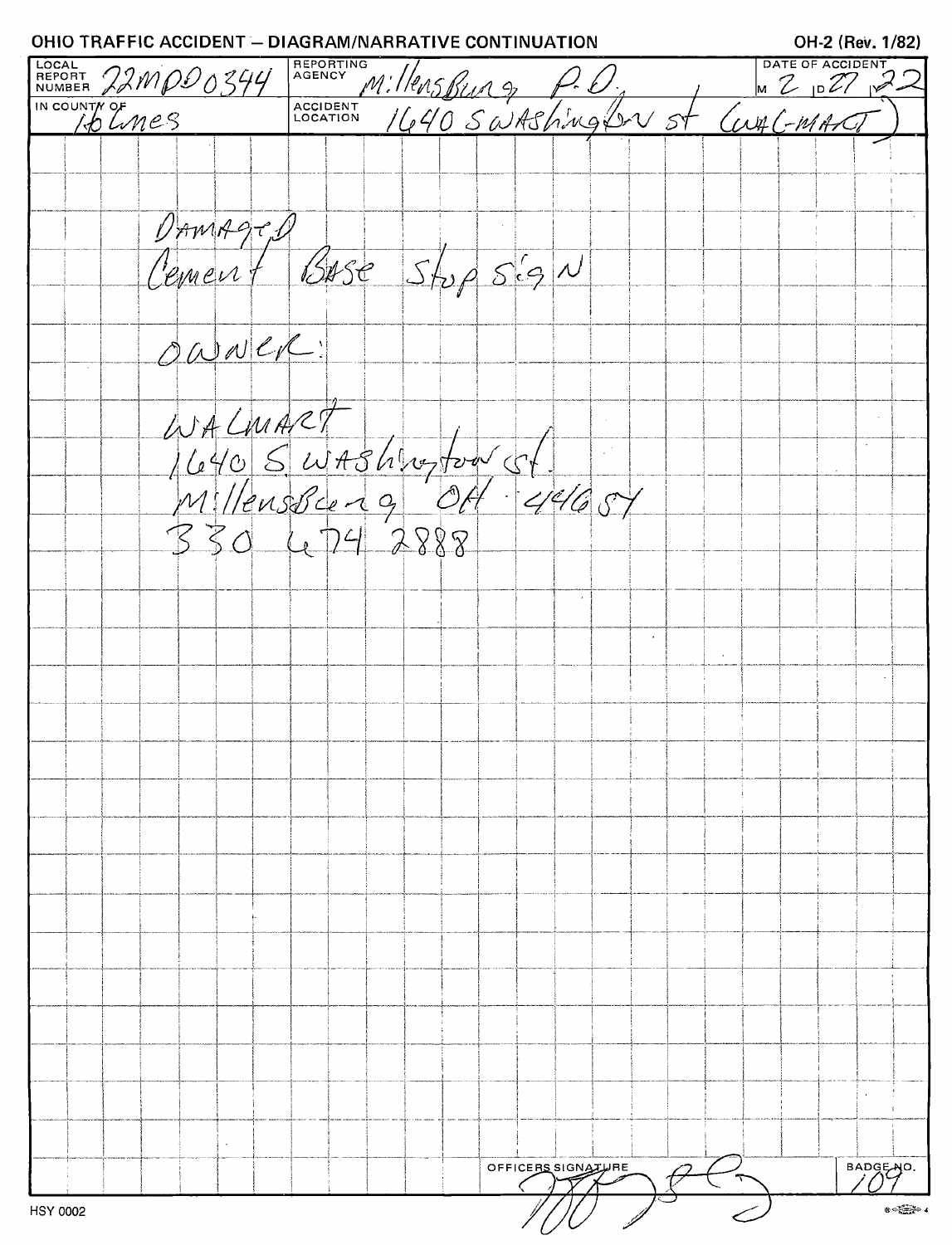**OHIO TRAFFIC ACCIDENT – DIAGRAM/NARRATIVE CONTINUATION** OH-2 (Rev. 1/82)

| LOCAL REPORT NUMBER | REPORTING AGENCY | DATE OF ACCIDENT |
|---|---|---|
| 22MPD0344 | Millersburg P.D. | M 2 D 27 Y 22 |

| IN COUNTY OF | ACCIDENT LOCATION |
|---|---|
| Holmes | 1640 S Washington st (WAL-MART) |

Damaged
Cement Base Stop Sign

Owner:

WALMART
1640 S Washington st.
Millersburg OH 44654
330 674 2888

OFFICERS SIGNATURE ____ BADGE NO. 109

HSY 0002